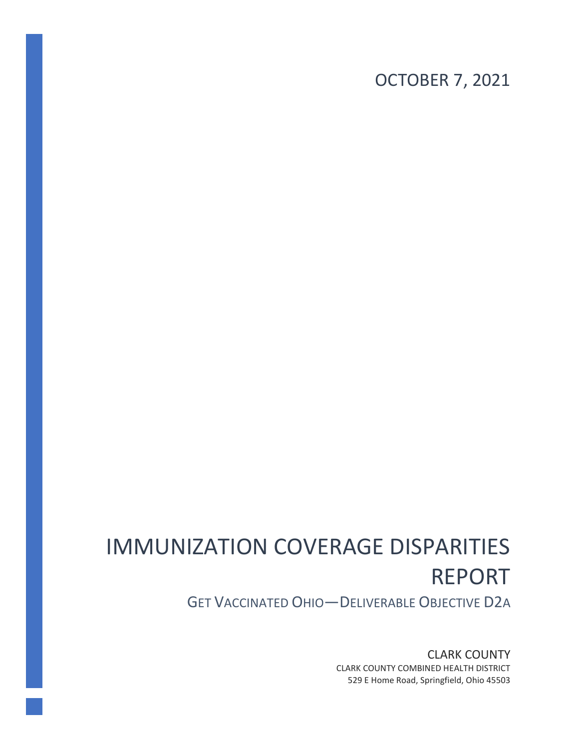OCTOBER 7, 2021

# IMMUNIZATION COVERAGE DISPARITIES REPORT

## GET VACCINATED OHIO—DELIVERABLE OBJECTIVE D2A

CLARK COUNTY

CLARK COUNTY COMBINED HEALTH DISTRICT

529 E Home Road, Springfield, Ohio 45503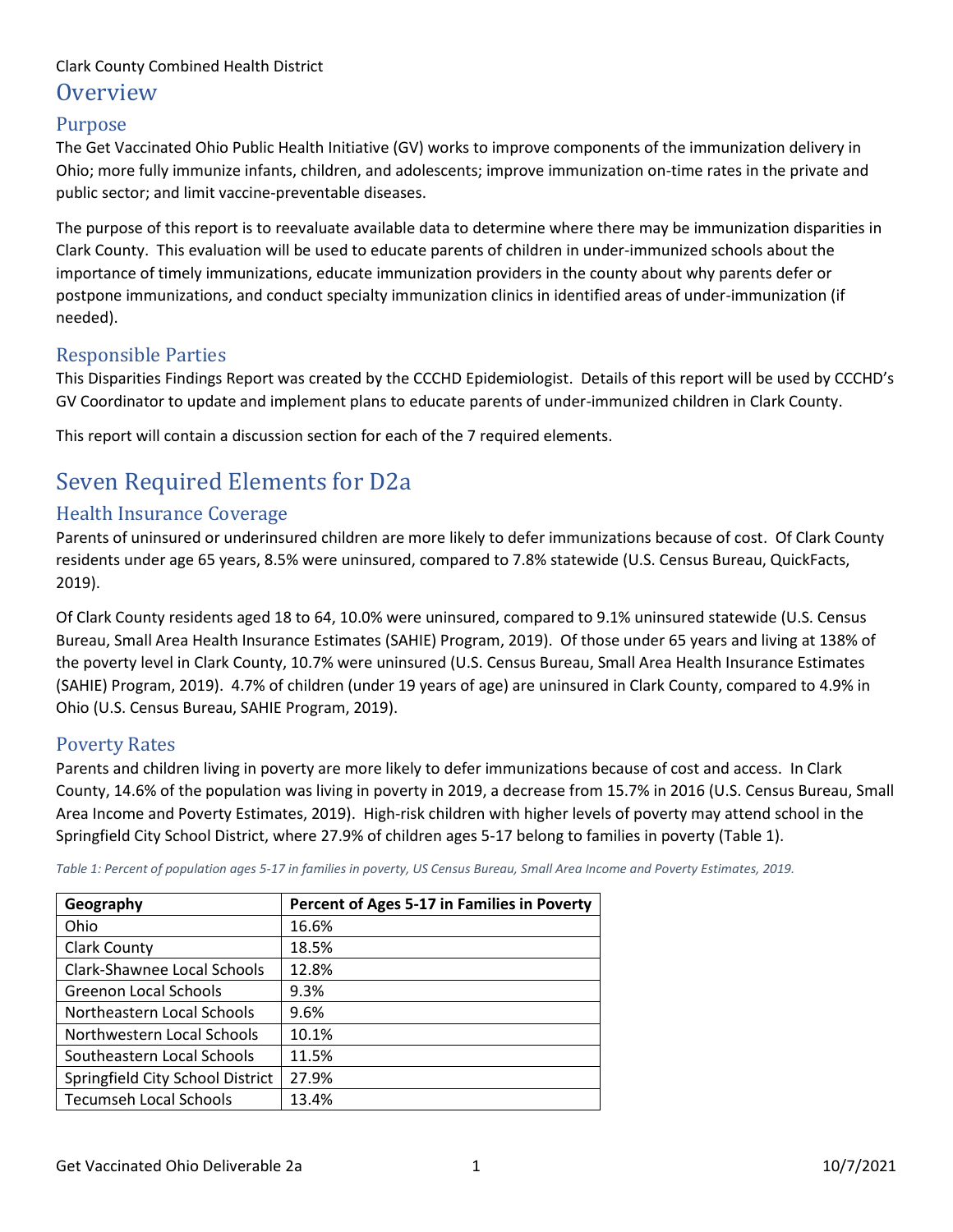Clark County Combined Health District

# Overview

## Purpose

The Get Vaccinated Ohio Public Health Initiative (GV) works to improve components of the immunization delivery in Ohio; more fully immunize infants, children, and adolescents; improve immunization on-time rates in the private and public sector; and limit vaccine-preventable diseases.

The purpose of this report is to reevaluate available data to determine where there may be immunization disparities in Clark County. This evaluation will be used to educate parents of children in under-immunized schools about the importance of timely immunizations, educate immunization providers in the county about why parents defer or postpone immunizations, and conduct specialty immunization clinics in identified areas of under-immunization (if needed).

## Responsible Parties

This Disparities Findings Report was created by the CCCHD Epidemiologist. Details of this report will be used by CCCHD's GV Coordinator to update and implement plans to educate parents of under-immunized children in Clark County.

This report will contain a discussion section for each of the 7 required elements.

# Seven Required Elements for D2a

## Health Insurance Coverage

Parents of uninsured or underinsured children are more likely to defer immunizations because of cost. Of Clark County residents under age 65 years, 8.5% were uninsured, compared to 7.8% statewide (U.S. Census Bureau, QuickFacts, 2019).

Of Clark County residents aged 18 to 64, 10.0% were uninsured, compared to 9.1% uninsured statewide (U.S. Census Bureau, Small Area Health Insurance Estimates (SAHIE) Program, 2019). Of those under 65 years and living at 138% of the poverty level in Clark County, 10.7% were uninsured (U.S. Census Bureau, Small Area Health Insurance Estimates (SAHIE) Program, 2019). 4.7% of children (under 19 years of age) are uninsured in Clark County, compared to 4.9% in Ohio (U.S. Census Bureau, SAHIE Program, 2019).

## Poverty Rates

Parents and children living in poverty are more likely to defer immunizations because of cost and access. In Clark County, 14.6% of the population was living in poverty in 2019, a decrease from 15.7% in 2016 (U.S. Census Bureau, Small Area Income and Poverty Estimates, 2019). High-risk children with higher levels of poverty may attend school in the Springfield City School District, where 27.9% of children ages 5-17 belong to families in poverty (Table 1).

*Table 1: Percent of population ages 5-17 in families in poverty, US Census Bureau, Small Area Income and Poverty Estimates, 2019.*

| Geography | Percent of Ages 5-17 in Families in Poverty |
|---|---|
| Ohio | 16.6% |
| Clark County | 18.5% |
| Clark-Shawnee Local Schools | 12.8% |
| Greenon Local Schools | 9.3% |
| Northeastern Local Schools | 9.6% |
| Northwestern Local Schools | 10.1% |
| Southeastern Local Schools | 11.5% |
| Springfield City School District | 27.9% |
| Tecumseh Local Schools | 13.4% |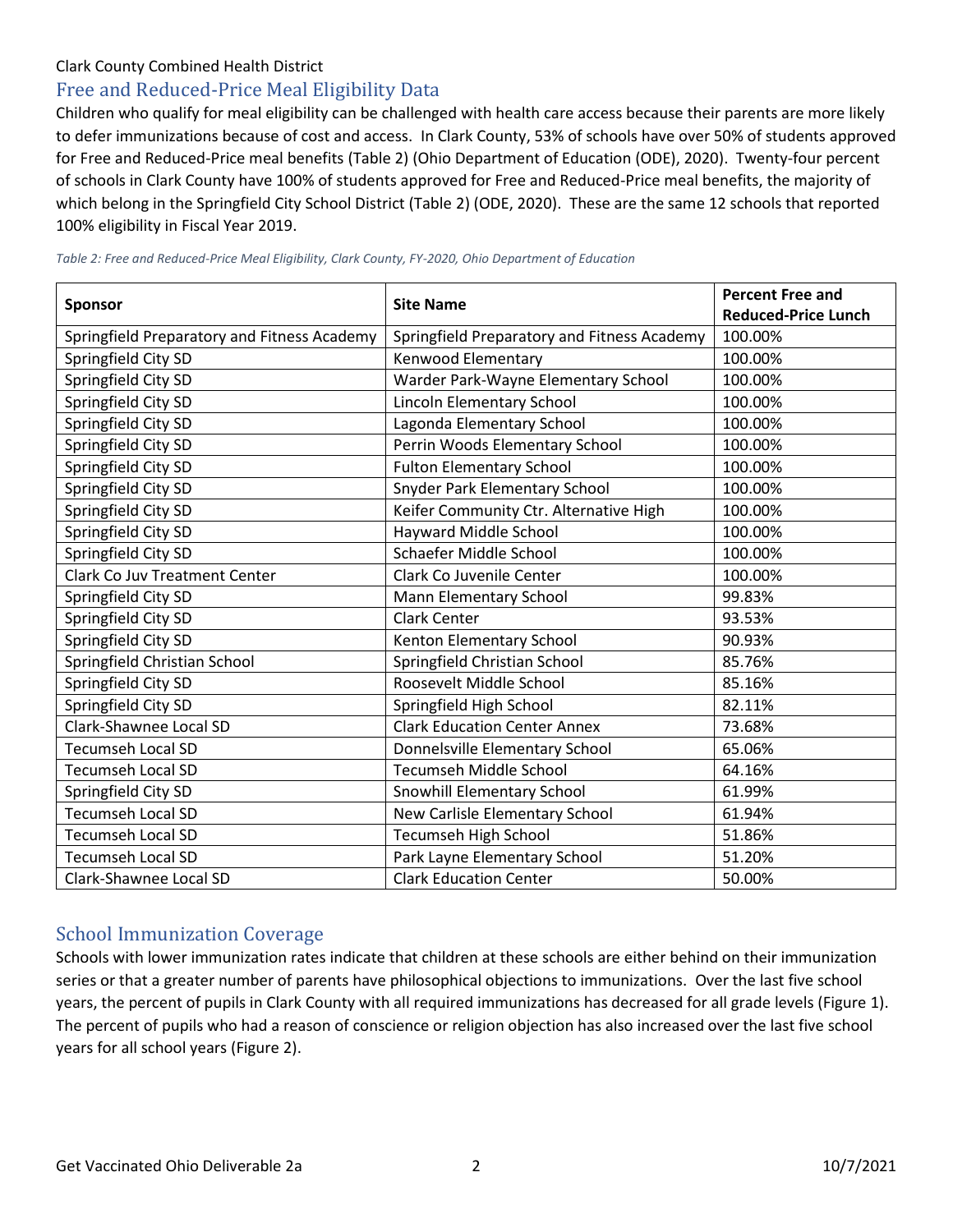Clark County Combined Health District

## Free and Reduced-Price Meal Eligibility Data

Children who qualify for meal eligibility can be challenged with health care access because their parents are more likely to defer immunizations because of cost and access. In Clark County, 53% of schools have over 50% of students approved for Free and Reduced-Price meal benefits (Table 2) (Ohio Department of Education (ODE), 2020). Twenty-four percent of schools in Clark County have 100% of students approved for Free and Reduced-Price meal benefits, the majority of which belong in the Springfield City School District (Table 2) (ODE, 2020). These are the same 12 schools that reported 100% eligibility in Fiscal Year 2019.

*Table 2: Free and Reduced-Price Meal Eligibility, Clark County, FY-2020, Ohio Department of Education*

| Sponsor | Site Name | Percent Free and Reduced-Price Lunch |
|---|---|---|
| Springfield Preparatory and Fitness Academy | Springfield Preparatory and Fitness Academy | 100.00% |
| Springfield City SD | Kenwood Elementary | 100.00% |
| Springfield City SD | Warder Park-Wayne Elementary School | 100.00% |
| Springfield City SD | Lincoln Elementary School | 100.00% |
| Springfield City SD | Lagonda Elementary School | 100.00% |
| Springfield City SD | Perrin Woods Elementary School | 100.00% |
| Springfield City SD | Fulton Elementary School | 100.00% |
| Springfield City SD | Snyder Park Elementary School | 100.00% |
| Springfield City SD | Keifer Community Ctr. Alternative High | 100.00% |
| Springfield City SD | Hayward Middle School | 100.00% |
| Springfield City SD | Schaefer Middle School | 100.00% |
| Clark Co Juv Treatment Center | Clark Co Juvenile Center | 100.00% |
| Springfield City SD | Mann Elementary School | 99.83% |
| Springfield City SD | Clark Center | 93.53% |
| Springfield City SD | Kenton Elementary School | 90.93% |
| Springfield Christian School | Springfield Christian School | 85.76% |
| Springfield City SD | Roosevelt Middle School | 85.16% |
| Springfield City SD | Springfield High School | 82.11% |
| Clark-Shawnee Local SD | Clark Education Center Annex | 73.68% |
| Tecumseh Local SD | Donnelsville Elementary School | 65.06% |
| Tecumseh Local SD | Tecumseh Middle School | 64.16% |
| Springfield City SD | Snowhill Elementary School | 61.99% |
| Tecumseh Local SD | New Carlisle Elementary School | 61.94% |
| Tecumseh Local SD | Tecumseh High School | 51.86% |
| Tecumseh Local SD | Park Layne Elementary School | 51.20% |
| Clark-Shawnee Local SD | Clark Education Center | 50.00% |

## School Immunization Coverage

Schools with lower immunization rates indicate that children at these schools are either behind on their immunization series or that a greater number of parents have philosophical objections to immunizations. Over the last five school years, the percent of pupils in Clark County with all required immunizations has decreased for all grade levels (Figure 1). The percent of pupils who had a reason of conscience or religion objection has also increased over the last five school years for all school years (Figure 2).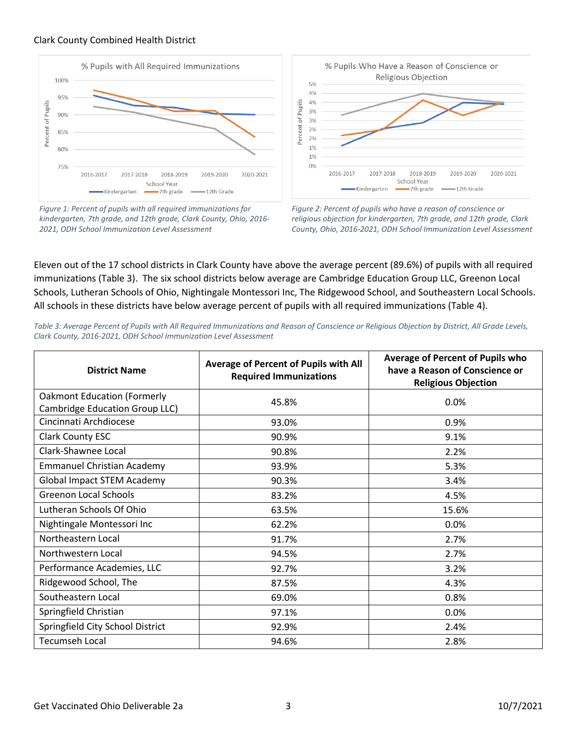Figure 1: Percent of pupils with all required immunizations for kindergarten, 7th grade, and 12th grade, Clark County, Ohio, 2016-2021, ODH School Immunization Level Assessment

Figure 2: Percent of pupils who have a reason of conscience or religious objection for kindergarten, 7th grade, and 12th grade, Clark County, Ohio, 2016-2021, ODH School Immunization Level Assessment

Eleven out of the 17 school districts in Clark County have above the average percent (89.6%) of pupils with all required immunizations (Table 3). The six school districts below average are Cambridge Education Group LLC, Greenon Local Schools, Lutheran Schools of Ohio, Nightingale Montessori Inc, The Ridgewood School, and Southeastern Local Schools. All schools in these districts have below average percent of pupils with all required immunizations (Table 4).

*Table 3: Average Percent of Pupils with All Required Immunizations and Reason of Conscience or Religious Objection by District, All Grade Levels, Clark County, 2016-2021, ODH School Immunization Level Assessment*

| District Name | Average of Percent of Pupils with All Required Immunizations | Average of Percent of Pupils who have a Reason of Conscience or Religious Objection |
|---|---|---|
| Oakmont Education (Formerly Cambridge Education Group LLC) | 45.8% | 0.0% |
| Cincinnati Archdiocese | 93.0% | 0.9% |
| Clark County ESC | 90.9% | 9.1% |
| Clark-Shawnee Local | 90.8% | 2.2% |
| Emmanuel Christian Academy | 93.9% | 5.3% |
| Global Impact STEM Academy | 90.3% | 3.4% |
| Greenon Local Schools | 83.2% | 4.5% |
| Lutheran Schools Of Ohio | 63.5% | 15.6% |
| Nightingale Montessori Inc | 62.2% | 0.0% |
| Northeastern Local | 91.7% | 2.7% |
| Northwestern Local | 94.5% | 2.7% |
| Performance Academies, LLC | 92.7% | 3.2% |
| Ridgewood School, The | 87.5% | 4.3% |
| Southeastern Local | 69.0% | 0.8% |
| Springfield Christian | 97.1% | 0.0% |
| Springfield City School District | 92.9% | 2.4% |
| Tecumseh Local | 94.6% | 2.8% |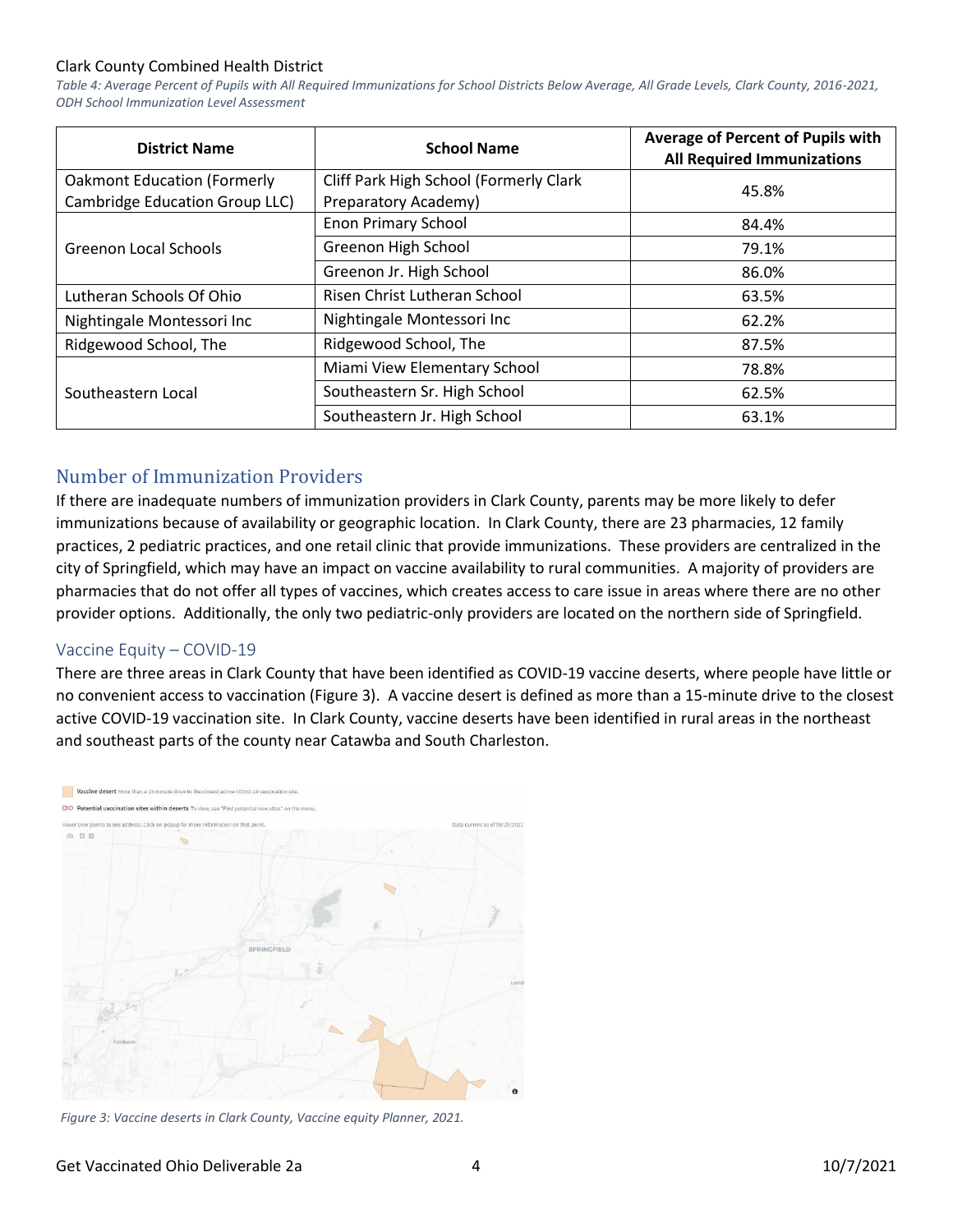Clark County Combined Health District

*Table 4: Average Percent of Pupils with All Required Immunizations for School Districts Below Average, All Grade Levels, Clark County, 2016-2021, ODH School Immunization Level Assessment*

| District Name | School Name | Average of Percent of Pupils with All Required Immunizations |
|---|---|---|
| Oakmont Education (Formerly Cambridge Education Group LLC) | Cliff Park High School (Formerly Clark Preparatory Academy) | 45.8% |
| Greenon Local Schools | Enon Primary School | 84.4% |
| | Greenon High School | 79.1% |
| | Greenon Jr. High School | 86.0% |
| Lutheran Schools Of Ohio | Risen Christ Lutheran School | 63.5% |
| Nightingale Montessori Inc | Nightingale Montessori Inc | 62.2% |
| Ridgewood School, The | Ridgewood School, The | 87.5% |
| Southeastern Local | Miami View Elementary School | 78.8% |
| | Southeastern Sr. High School | 62.5% |
| | Southeastern Jr. High School | 63.1% |

## Number of Immunization Providers

If there are inadequate numbers of immunization providers in Clark County, parents may be more likely to defer immunizations because of availability or geographic location. In Clark County, there are 23 pharmacies, 12 family practices, 2 pediatric practices, and one retail clinic that provide immunizations. These providers are centralized in the city of Springfield, which may have an impact on vaccine availability to rural communities. A majority of providers are pharmacies that do not offer all types of vaccines, which creates access to care issue in areas where there are no other provider options. Additionally, the only two pediatric-only providers are located on the northern side of Springfield.

### Vaccine Equity – COVID-19

There are three areas in Clark County that have been identified as COVID-19 vaccine deserts, where people have little or no convenient access to vaccination (Figure 3). A vaccine desert is defined as more than a 15-minute drive to the closest active COVID-19 vaccination site. In Clark County, vaccine deserts have been identified in rural areas in the northeast and southeast parts of the county near Catawba and South Charleston.

*Figure 3: Vaccine deserts in Clark County, Vaccine equity Planner, 2021.*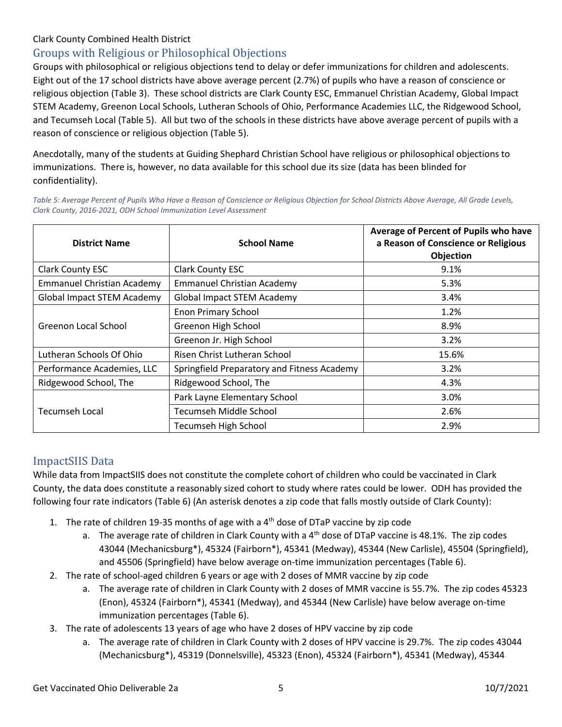## Groups with Religious or Philosophical Objections

Groups with philosophical or religious objections tend to delay or defer immunizations for children and adolescents. Eight out of the 17 school districts have above average percent (2.7%) of pupils who have a reason of conscience or religious objection (Table 3). These school districts are Clark County ESC, Emmanuel Christian Academy, Global Impact STEM Academy, Greenon Local Schools, Lutheran Schools of Ohio, Performance Academies LLC, the Ridgewood School, and Tecumseh Local (Table 5). All but two of the schools in these districts have above average percent of pupils with a reason of conscience or religious objection (Table 5).

Anecdotally, many of the students at Guiding Shephard Christian School have religious or philosophical objections to immunizations. There is, however, no data available for this school due its size (data has been blinded for confidentiality).

*Table 5: Average Percent of Pupils Who Have a Reason of Conscience or Religious Objection for School Districts Above Average, All Grade Levels, Clark County, 2016-2021, ODH School Immunization Level Assessment*

| District Name | School Name | Average of Percent of Pupils who have a Reason of Conscience or Religious Objection |
|---|---|---|
| Clark County ESC | Clark County ESC | 9.1% |
| Emmanuel Christian Academy | Emmanuel Christian Academy | 5.3% |
| Global Impact STEM Academy | Global Impact STEM Academy | 3.4% |
| Greenon Local School | Enon Primary School | 1.2% |
| | Greenon High School | 8.9% |
| | Greenon Jr. High School | 3.2% |
| Lutheran Schools Of Ohio | Risen Christ Lutheran School | 15.6% |
| Performance Academies, LLC | Springfield Preparatory and Fitness Academy | 3.2% |
| Ridgewood School, The | Ridgewood School, The | 4.3% |
| Tecumseh Local | Park Layne Elementary School | 3.0% |
| | Tecumseh Middle School | 2.6% |
| | Tecumseh High School | 2.9% |

## ImpactSIIS Data

While data from ImpactSIIS does not constitute the complete cohort of children who could be vaccinated in Clark County, the data does constitute a reasonably sized cohort to study where rates could be lower. ODH has provided the following four rate indicators (Table 6) (An asterisk denotes a zip code that falls mostly outside of Clark County):

1. The rate of children 19-35 months of age with a 4th dose of DTaP vaccine by zip code
   a. The average rate of children in Clark County with a 4th dose of DTaP vaccine is 48.1%. The zip codes 43044 (Mechanicsburg*), 45324 (Fairborn*), 45341 (Medway), 45344 (New Carlisle), 45504 (Springfield), and 45506 (Springfield) have below average on-time immunization percentages (Table 6).
2. The rate of school-aged children 6 years or age with 2 doses of MMR vaccine by zip code
   a. The average rate of children in Clark County with 2 doses of MMR vaccine is 55.7%. The zip codes 45323 (Enon), 45324 (Fairborn*), 45341 (Medway), and 45344 (New Carlisle) have below average on-time immunization percentages (Table 6).
3. The rate of adolescents 13 years of age who have 2 doses of HPV vaccine by zip code
   a. The average rate of children in Clark County with 2 doses of HPV vaccine is 29.7%. The zip codes 43044 (Mechanicsburg*), 45319 (Donnelsville), 45323 (Enon), 45324 (Fairborn*), 45341 (Medway), 45344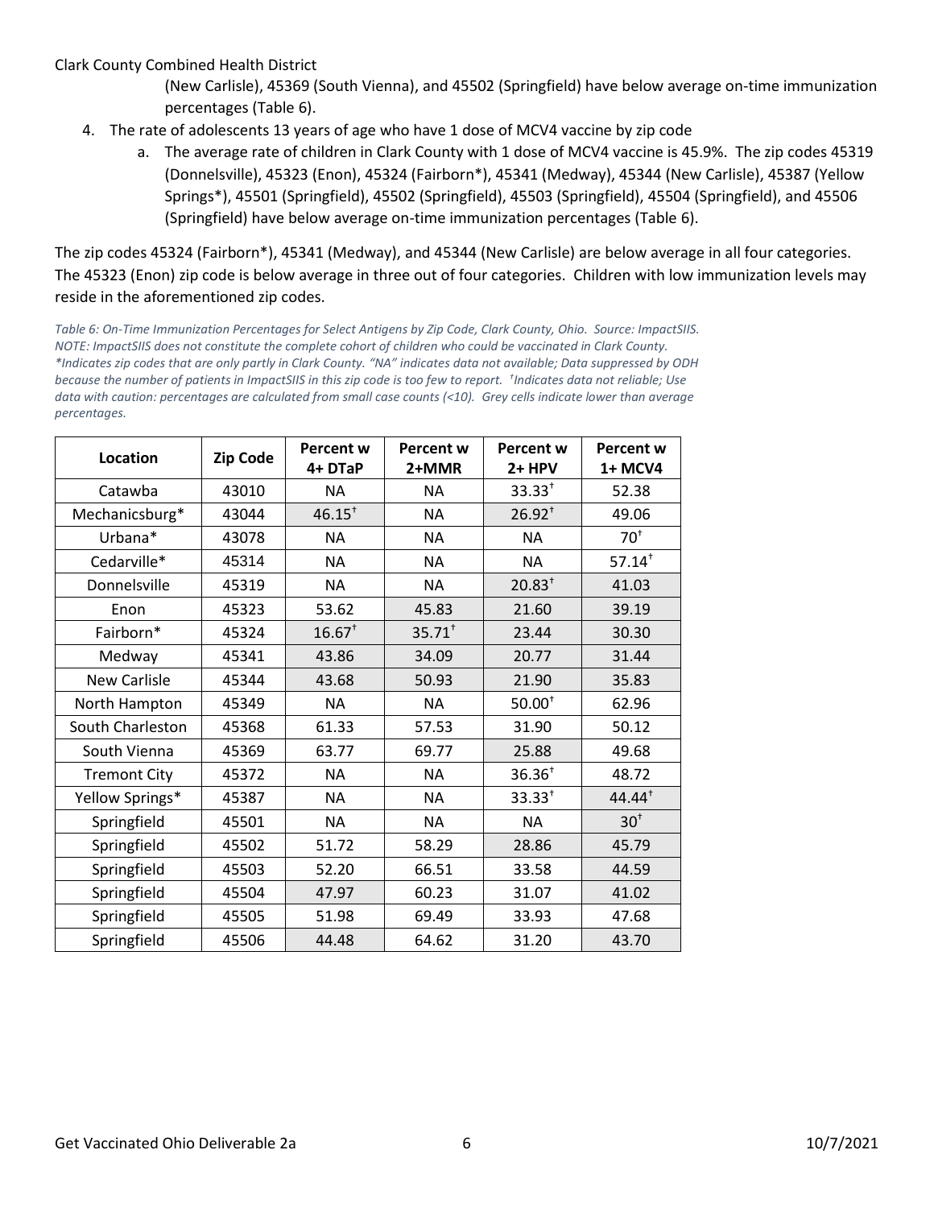(New Carlisle), 45369 (South Vienna), and 45502 (Springfield) have below average on-time immunization percentages (Table 6).

4. The rate of adolescents 13 years of age who have 1 dose of MCV4 vaccine by zip code
   a. The average rate of children in Clark County with 1 dose of MCV4 vaccine is 45.9%. The zip codes 45319 (Donnelsville), 45323 (Enon), 45324 (Fairborn*), 45341 (Medway), 45344 (New Carlisle), 45387 (Yellow Springs*), 45501 (Springfield), 45502 (Springfield), 45503 (Springfield), 45504 (Springfield), and 45506 (Springfield) have below average on-time immunization percentages (Table 6).

The zip codes 45324 (Fairborn*), 45341 (Medway), and 45344 (New Carlisle) are below average in all four categories. The 45323 (Enon) zip code is below average in three out of four categories. Children with low immunization levels may reside in the aforementioned zip codes.

*Table 6: On-Time Immunization Percentages for Select Antigens by Zip Code, Clark County, Ohio. Source: ImpactSIIS. NOTE: ImpactSIIS does not constitute the complete cohort of children who could be vaccinated in Clark County. *Indicates zip codes that are only partly in Clark County. "NA" indicates data not available; Data suppressed by ODH because the number of patients in ImpactSIIS in this zip code is too few to report. †Indicates data not reliable; Use data with caution: percentages are calculated from small case counts (<10). Grey cells indicate lower than average percentages.*

| Location | Zip Code | Percent w 4+ DTaP | Percent w 2+MMR | Percent w 2+ HPV | Percent w 1+ MCV4 |
|---|---|---|---|---|---|
| Catawba | 43010 | NA | NA | 33.33† | 52.38 |
| Mechanicsburg* | 43044 | 46.15† | NA | 26.92† | 49.06 |
| Urbana* | 43078 | NA | NA | NA | 70† |
| Cedarville* | 45314 | NA | NA | NA | 57.14† |
| Donnelsville | 45319 | NA | NA | 20.83† | 41.03 |
| Enon | 45323 | 53.62 | 45.83 | 21.60 | 39.19 |
| Fairborn* | 45324 | 16.67† | 35.71† | 23.44 | 30.30 |
| Medway | 45341 | 43.86 | 34.09 | 20.77 | 31.44 |
| New Carlisle | 45344 | 43.68 | 50.93 | 21.90 | 35.83 |
| North Hampton | 45349 | NA | NA | 50.00† | 62.96 |
| South Charleston | 45368 | 61.33 | 57.53 | 31.90 | 50.12 |
| South Vienna | 45369 | 63.77 | 69.77 | 25.88 | 49.68 |
| Tremont City | 45372 | NA | NA | 36.36† | 48.72 |
| Yellow Springs* | 45387 | NA | NA | 33.33† | 44.44† |
| Springfield | 45501 | NA | NA | NA | 30† |
| Springfield | 45502 | 51.72 | 58.29 | 28.86 | 45.79 |
| Springfield | 45503 | 52.20 | 66.51 | 33.58 | 44.59 |
| Springfield | 45504 | 47.97 | 60.23 | 31.07 | 41.02 |
| Springfield | 45505 | 51.98 | 69.49 | 33.93 | 47.68 |
| Springfield | 45506 | 44.48 | 64.62 | 31.20 | 43.70 |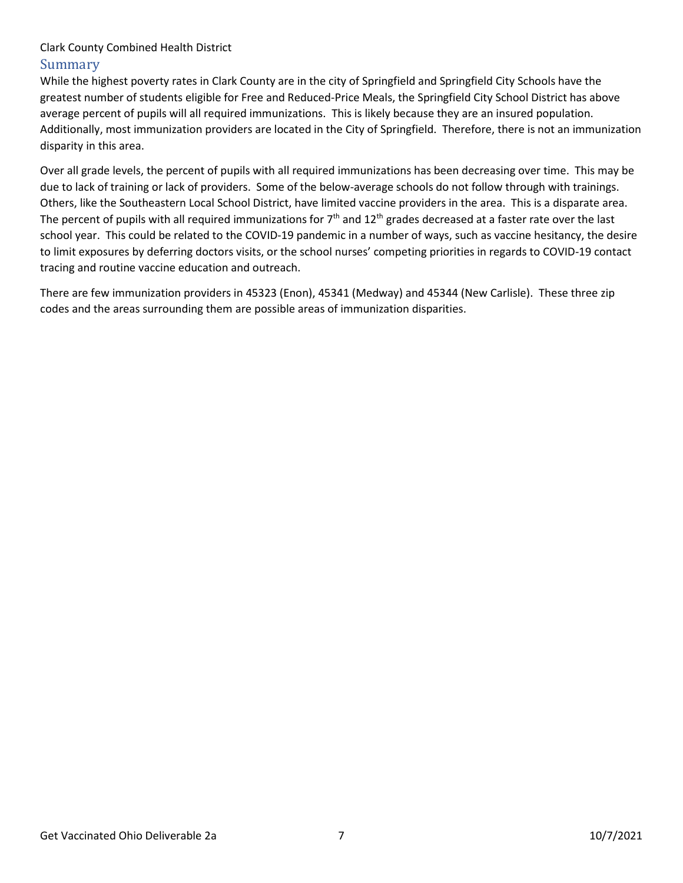Clark County Combined Health District

## Summary

While the highest poverty rates in Clark County are in the city of Springfield and Springfield City Schools have the greatest number of students eligible for Free and Reduced-Price Meals, the Springfield City School District has above average percent of pupils will all required immunizations. This is likely because they are an insured population. Additionally, most immunization providers are located in the City of Springfield. Therefore, there is not an immunization disparity in this area.

Over all grade levels, the percent of pupils with all required immunizations has been decreasing over time. This may be due to lack of training or lack of providers. Some of the below-average schools do not follow through with trainings. Others, like the Southeastern Local School District, have limited vaccine providers in the area. This is a disparate area. The percent of pupils with all required immunizations for 7th and 12th grades decreased at a faster rate over the last school year. This could be related to the COVID-19 pandemic in a number of ways, such as vaccine hesitancy, the desire to limit exposures by deferring doctors visits, or the school nurses' competing priorities in regards to COVID-19 contact tracing and routine vaccine education and outreach.

There are few immunization providers in 45323 (Enon), 45341 (Medway) and 45344 (New Carlisle). These three zip codes and the areas surrounding them are possible areas of immunization disparities.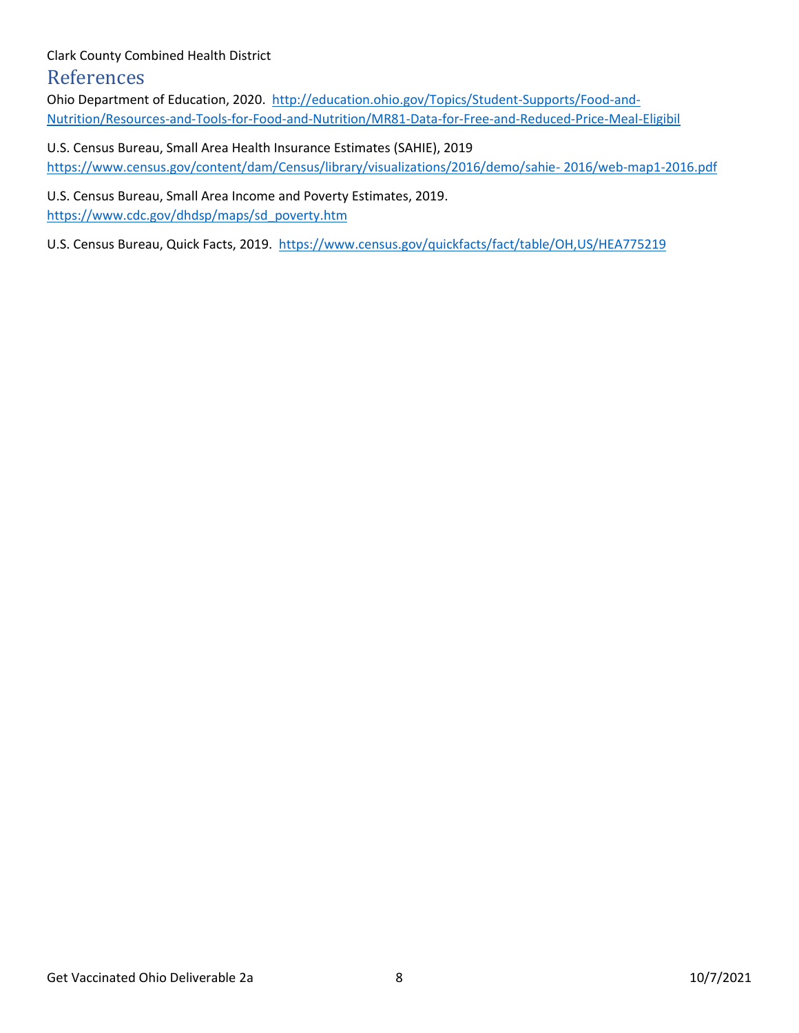## References

Ohio Department of Education, 2020. http://education.ohio.gov/Topics/Student-Supports/Food-and-Nutrition/Resources-and-Tools-for-Food-and-Nutrition/MR81-Data-for-Free-and-Reduced-Price-Meal-Eligibil

U.S. Census Bureau, Small Area Health Insurance Estimates (SAHIE), 2019
https://www.census.gov/content/dam/Census/library/visualizations/2016/demo/sahie- 2016/web-map1-2016.pdf

U.S. Census Bureau, Small Area Income and Poverty Estimates, 2019.
https://www.cdc.gov/dhdsp/maps/sd_poverty.htm

U.S. Census Bureau, Quick Facts, 2019. https://www.census.gov/quickfacts/fact/table/OH,US/HEA775219